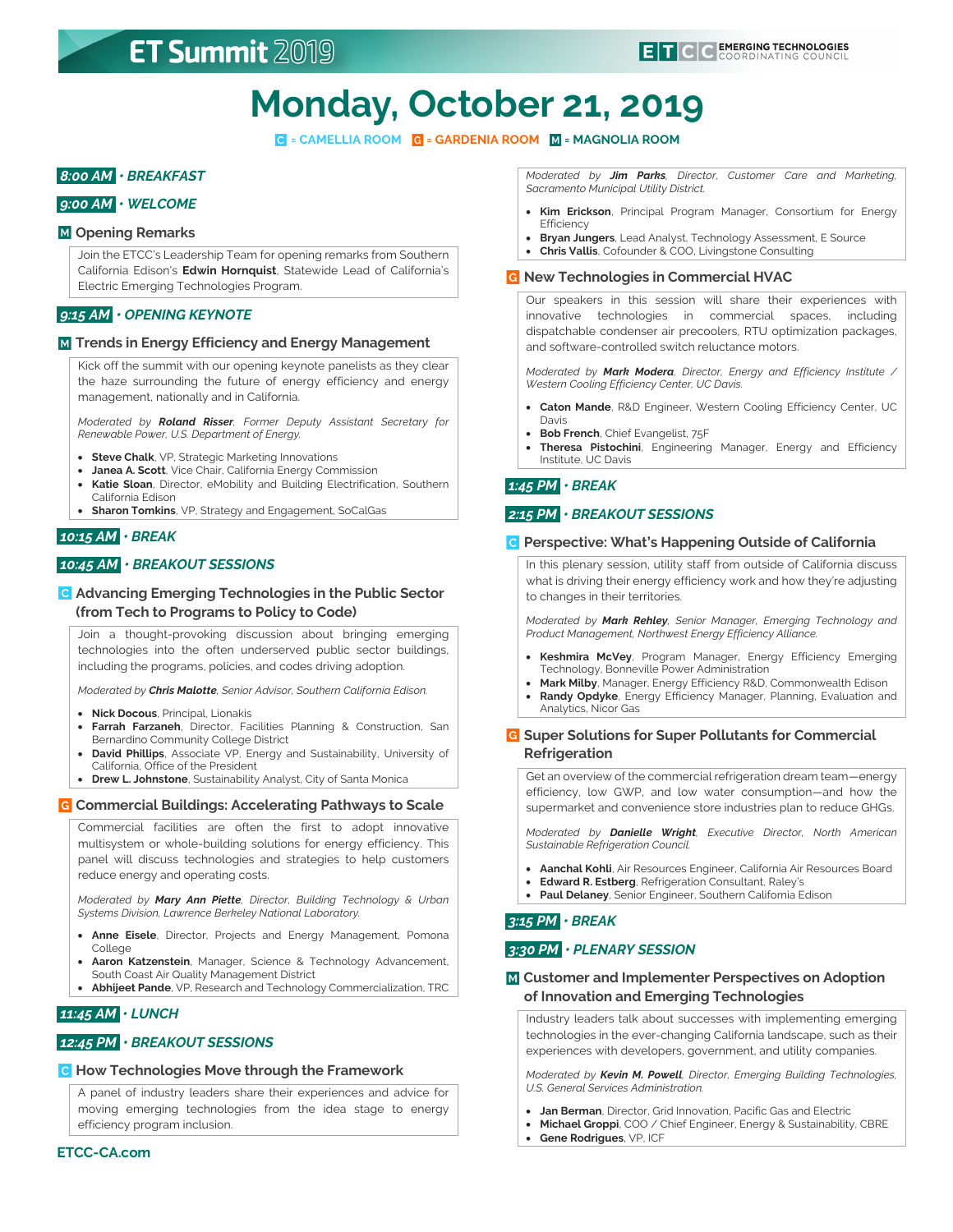ET Summit 2019

ETCC EMERGING TECHNOLOGIES COORDINATING COUNCIL

# Monday, October 21, 2019

C = CAMELLIA ROOM G = GARDENIA ROOM M = MAGNOLIA ROOM

## 8:00 AM • BREAKFAST

## 9:00 AM • WELCOME

### M Opening Remarks

Join the ETCC's Leadership Team for opening remarks from Southern California Edison's **Edwin Hornquist**, Statewide Lead of California's Electric Emerging Technologies Program.

## 9:15 AM • OPENING KEYNOTE

### M Trends in Energy Efficiency and Energy Management

Kick off the summit with our opening keynote panelists as they clear the haze surrounding the future of energy efficiency and energy management, nationally and in California.

*Moderated by **Roland Risser**, Former Deputy Assistant Secretary for Renewable Power, U.S. Department of Energy.*

- **Steve Chalk**, VP, Strategic Marketing Innovations
- **Janea A. Scott**, Vice Chair, California Energy Commission
- **Katie Sloan**, Director, eMobility and Building Electrification, Southern California Edison
- **Sharon Tomkins**, VP, Strategy and Engagement, SoCalGas

## 10:15 AM • BREAK

## 10:45 AM • BREAKOUT SESSIONS

### C Advancing Emerging Technologies in the Public Sector (from Tech to Programs to Policy to Code)

Join a thought-provoking discussion about bringing emerging technologies into the often underserved public sector buildings, including the programs, policies, and codes driving adoption.

*Moderated by **Chris Malotte**, Senior Advisor, Southern California Edison.*

- **Nick Docous**, Principal, Lionakis
- **Farrah Farzaneh**, Director, Facilities Planning & Construction, San Bernardino Community College District
- **David Phillips**, Associate VP, Energy and Sustainability, University of California, Office of the President
- **Drew L. Johnstone**, Sustainability Analyst, City of Santa Monica

### G Commercial Buildings: Accelerating Pathways to Scale

Commercial facilities are often the first to adopt innovative multisystem or whole-building solutions for energy efficiency. This panel will discuss technologies and strategies to help customers reduce energy and operating costs.

*Moderated by **Mary Ann Piette**, Director, Building Technology & Urban Systems Division, Lawrence Berkeley National Laboratory.*

- **Anne Eisele**, Director, Projects and Energy Management, Pomona College
- **Aaron Katzenstein**, Manager, Science & Technology Advancement, South Coast Air Quality Management District
- **Abhijeet Pande**, VP, Research and Technology Commercialization, TRC

## 11:45 AM • LUNCH

## 12:45 PM • BREAKOUT SESSIONS

### C How Technologies Move through the Framework

A panel of industry leaders share their experiences and advice for moving emerging technologies from the idea stage to energy efficiency program inclusion.

*Moderated by **Jim Parks**, Director, Customer Care and Marketing, Sacramento Municipal Utility District.*

- **Kim Erickson**, Principal Program Manager, Consortium for Energy Efficiency
- **Bryan Jungers**, Lead Analyst, Technology Assessment, E Source
- **Chris Vallis**, Cofounder & COO, Livingstone Consulting

### G New Technologies in Commercial HVAC

Our speakers in this session will share their experiences with innovative technologies in commercial spaces, including dispatchable condenser air precoolers, RTU optimization packages, and software-controlled switch reluctance motors.

*Moderated by **Mark Modera**, Director, Energy and Efficiency Institute / Western Cooling Efficiency Center, UC Davis.*

- **Caton Mande**, R&D Engineer, Western Cooling Efficiency Center, UC Davis
- **Bob French**, Chief Evangelist, 75F
- **Theresa Pistochini**, Engineering Manager, Energy and Efficiency Institute, UC Davis

## 1:45 PM • BREAK

## 2:15 PM • BREAKOUT SESSIONS

### C Perspective: What's Happening Outside of California

In this plenary session, utility staff from outside of California discuss what is driving their energy efficiency work and how they're adjusting to changes in their territories.

*Moderated by **Mark Rehley**, Senior Manager, Emerging Technology and Product Management, Northwest Energy Efficiency Alliance.*

- **Keshmira McVey**, Program Manager, Energy Efficiency Emerging Technology, Bonneville Power Administration
- **Mark Milby**, Manager, Energy Efficiency R&D, Commonwealth Edison
- **Randy Opdyke**, Energy Efficiency Manager, Planning, Evaluation and Analytics, Nicor Gas

### G Super Solutions for Super Pollutants for Commercial Refrigeration

Get an overview of the commercial refrigeration dream team—energy efficiency, low GWP, and low water consumption—and how the supermarket and convenience store industries plan to reduce GHGs.

*Moderated by **Danielle Wright**, Executive Director, North American Sustainable Refrigeration Council.*

- **Aanchal Kohli**, Air Resources Engineer, California Air Resources Board
- **Edward R. Estberg**, Refrigeration Consultant, Raley's
- **Paul Delaney**, Senior Engineer, Southern California Edison

## 3:15 PM • BREAK

## 3:30 PM • PLENARY SESSION

### M Customer and Implementer Perspectives on Adoption of Innovation and Emerging Technologies

Industry leaders talk about successes with implementing emerging technologies in the ever-changing California landscape, such as their experiences with developers, government, and utility companies.

*Moderated by **Kevin M. Powell**, Director, Emerging Building Technologies, U.S. General Services Administration.*

- **Jan Berman**, Director, Grid Innovation, Pacific Gas and Electric
- **Michael Groppi**, COO / Chief Engineer, Energy & Sustainability, CBRE
- **Gene Rodrigues**, VP, ICF

ETCC-CA.com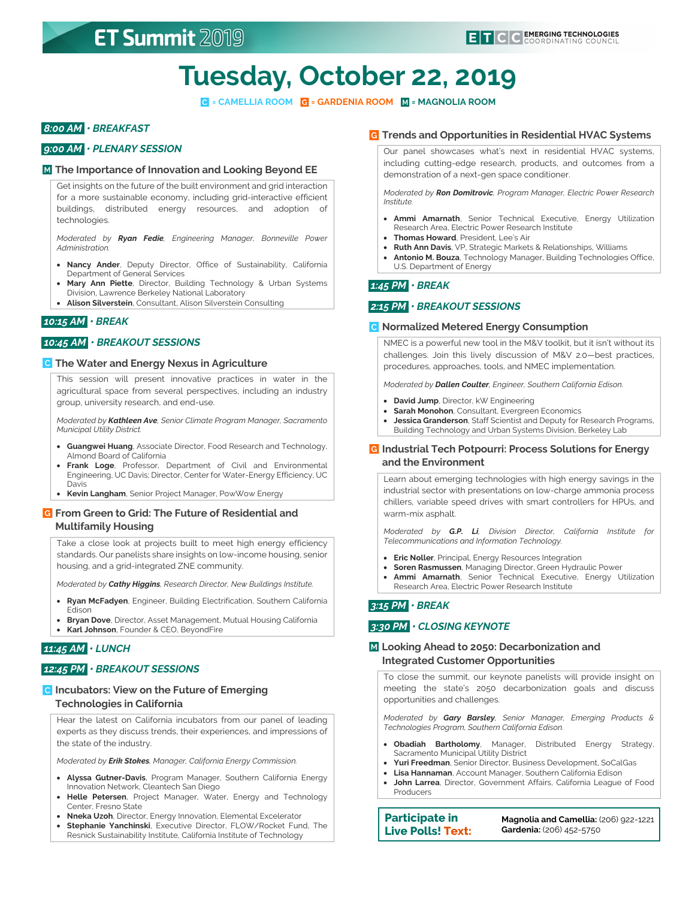# Tuesday, October 22, 2019

C = CAMELLIA ROOM G = GARDENIA ROOM M = MAGNOLIA ROOM

***8:00 AM* · *BREAKFAST***

***9:00 AM* · *PLENARY SESSION***

### M The Importance of Innovation and Looking Beyond EE

Get insights on the future of the built environment and grid interaction for a more sustainable economy, including grid-interactive efficient buildings, distributed energy resources, and adoption of technologies.

*Moderated by **Ryan Fedie**, Engineering Manager, Bonneville Power Administration.*

- **Nancy Ander**, Deputy Director, Office of Sustainability, California Department of General Services
- **Mary Ann Piette**, Director, Building Technology & Urban Systems Division, Lawrence Berkeley National Laboratory
- **Alison Silverstein**, Consultant, Alison Silverstein Consulting

***10:15 AM* · *BREAK***

***10:45 AM* · *BREAKOUT SESSIONS***

### C The Water and Energy Nexus in Agriculture

This session will present innovative practices in water in the agricultural space from several perspectives, including an industry group, university research, and end-use.

*Moderated by **Kathleen Ave**, Senior Climate Program Manager, Sacramento Municipal Utility District.*

- **Guangwei Huang**, Associate Director, Food Research and Technology, Almond Board of California
- **Frank Loge**, Professor, Department of Civil and Environmental Engineering, UC Davis; Director, Center for Water-Energy Efficiency, UC Davis
- **Kevin Langham**, Senior Project Manager, PowWow Energy

### G From Green to Grid: The Future of Residential and Multifamily Housing

Take a close look at projects built to meet high energy efficiency standards. Our panelists share insights on low-income housing, senior housing, and a grid-integrated ZNE community.

*Moderated by **Cathy Higgins**, Research Director, New Buildings Institute.*

- **Ryan McFadyen**, Engineer, Building Electrification, Southern California Edison
- **Bryan Dove**, Director, Asset Management, Mutual Housing California
- **Karl Johnson**, Founder & CEO, BeyondFire

***11:45 AM* · *LUNCH***

***12:45 PM* · *BREAKOUT SESSIONS***

### C Incubators: View on the Future of Emerging Technologies in California

Hear the latest on California incubators from our panel of leading experts as they discuss trends, their experiences, and impressions of the state of the industry.

*Moderated by **Erik Stokes**, Manager, California Energy Commission.*

- **Alyssa Gutner-Davis**, Program Manager, Southern California Energy Innovation Network, Cleantech San Diego
- **Helle Petersen**, Project Manager, Water, Energy and Technology Center, Fresno State
- **Nneka Uzoh**, Director, Energy Innovation, Elemental Excelerator
- **Stephanie Yanchinski**, Executive Director, FLOW/Rocket Fund, The Resnick Sustainability Institute, California Institute of Technology

### G Trends and Opportunities in Residential HVAC Systems

Our panel showcases what's next in residential HVAC systems, including cutting-edge research, products, and outcomes from a demonstration of a next-gen space conditioner.

*Moderated by **Ron Domitrovic**, Program Manager, Electric Power Research Institute.*

- **Ammi Amarnath**, Senior Technical Executive, Energy Utilization Research Area, Electric Power Research Institute
- **Thomas Howard**, President, Lee's Air
- **Ruth Ann Davis**, VP, Strategic Markets & Relationships, Williams
- **Antonio M. Bouza**, Technology Manager, Building Technologies Office, U.S. Department of Energy

***1:45 PM* · *BREAK***

***2:15 PM* · *BREAKOUT SESSIONS***

### C Normalized Metered Energy Consumption

NMEC is a powerful new tool in the M&V toolkit, but it isn't without its challenges. Join this lively discussion of M&V 2.0—best practices, procedures, approaches, tools, and NMEC implementation.

*Moderated by **Dallen Coulter**, Engineer, Southern California Edison.*

- **David Jump**, Director, kW Engineering
- **Sarah Monohon**, Consultant, Evergreen Economics
- **Jessica Granderson**, Staff Scientist and Deputy for Research Programs, Building Technology and Urban Systems Division, Berkeley Lab

### G Industrial Tech Potpourri: Process Solutions for Energy and the Environment

Learn about emerging technologies with high energy savings in the industrial sector with presentations on low-charge ammonia process chillers, variable speed drives with smart controllers for HPUs, and warm-mix asphalt.

*Moderated by **G.P. Li**, Division Director, California Institute for Telecommunications and Information Technology.*

- **Eric Noller**, Principal, Energy Resources Integration
- **Soren Rasmussen**, Managing Director, Green Hydraulic Power
- **Ammi Amarnath**, Senior Technical Executive, Energy Utilization Research Area, Electric Power Research Institute

***3:15 PM* · *BREAK***

***3:30 PM* · *CLOSING KEYNOTE***

### M Looking Ahead to 2050: Decarbonization and Integrated Customer Opportunities

To close the summit, our keynote panelists will provide insight on meeting the state's 2050 decarbonization goals and discuss opportunities and challenges.

*Moderated by **Gary Barsley**, Senior Manager, Emerging Products & Technologies Program, Southern California Edison.*

- **Obadiah Bartholomy**, Manager, Distributed Energy Strategy, Sacramento Municipal Utility District
- **Yuri Freedman**, Senior Director, Business Development, SoCalGas
- **Lisa Hannaman**, Account Manager, Southern California Edison
- **John Larrea**, Director, Government Affairs, California League of Food Producers

**Participate in Live Polls! Text:**

**Magnolia and Camellia:** (206) 922-1221
**Gardenia:** (206) 452-5750